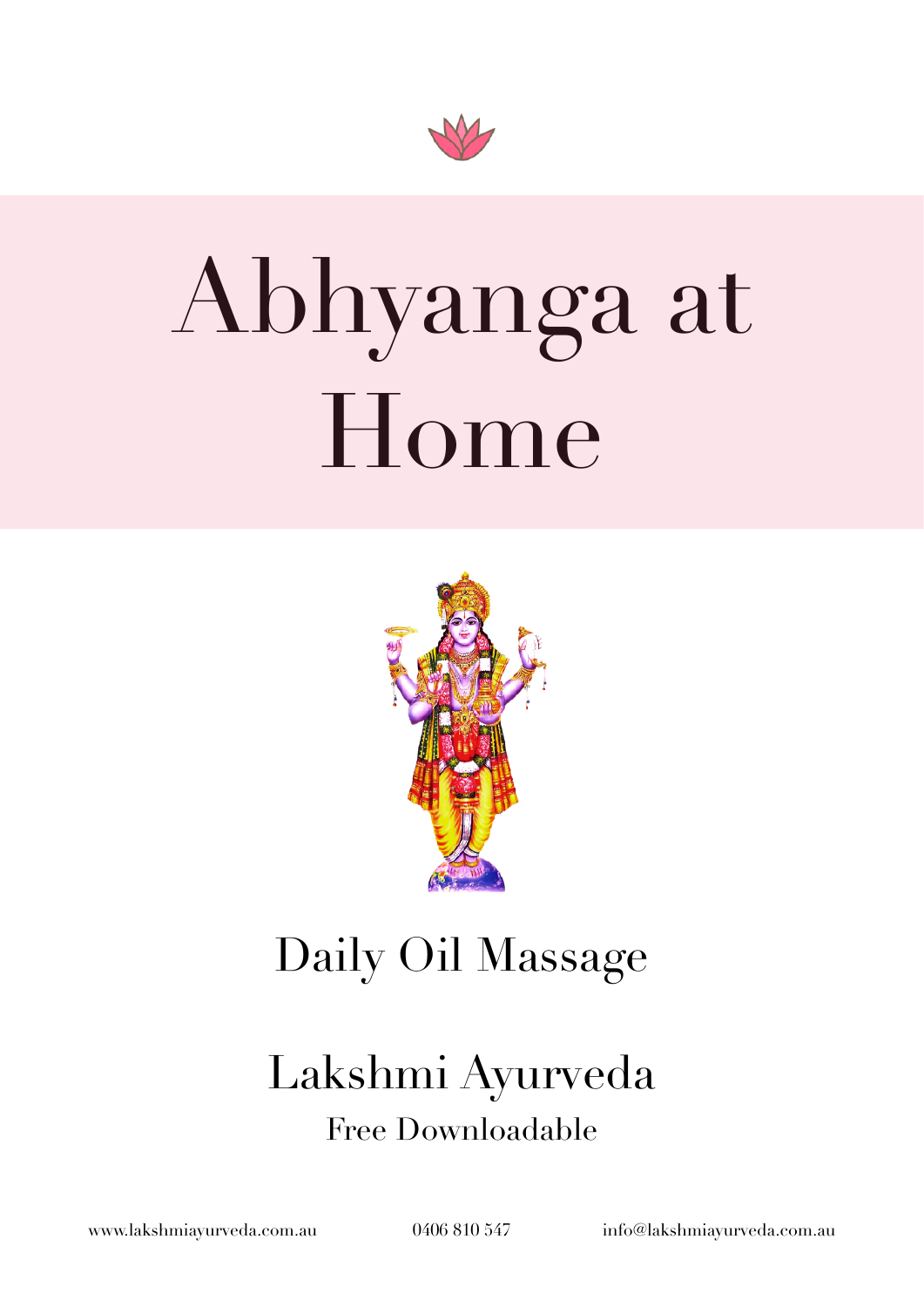# Abhyanga at Home

## Daily Oil Massage

## Lakshmi Ayurveda

Free Downloadable

www.lakshmiayurveda.com.au 0406 810 547 info@lakshmiayurveda.com.au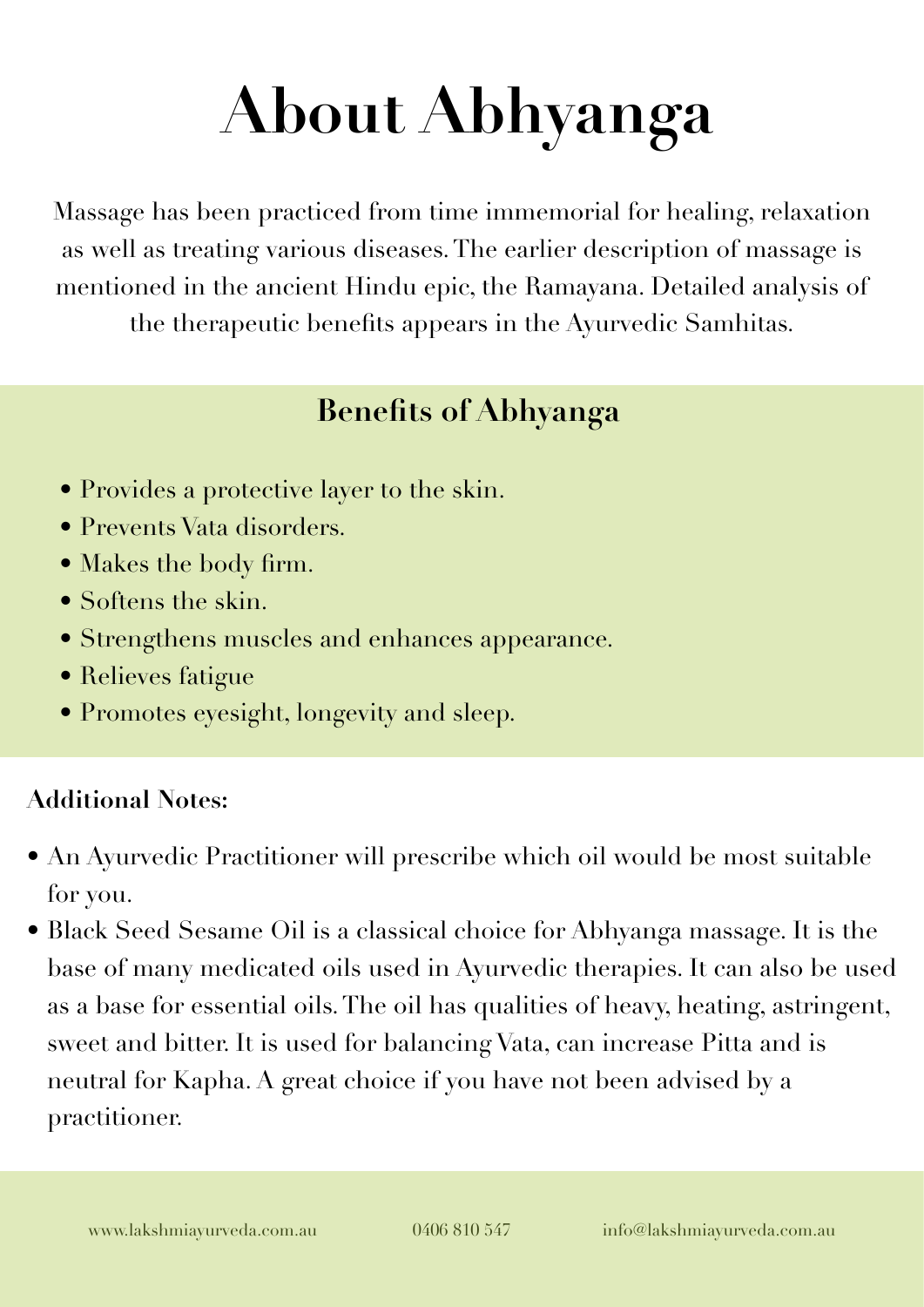# About Abhyanga

Massage has been practiced from time immemorial for healing, relaxation as well as treating various diseases. The earlier description of massage is mentioned in the ancient Hindu epic, the Ramayana. Detailed analysis of the therapeutic benefits appears in the Ayurvedic Samhitas.

## Benefits of Abhyanga

- Provides a protective layer to the skin.
- Prevents Vata disorders.
- Makes the body firm.
- Softens the skin.
- Strengthens muscles and enhances appearance.
- Relieves fatigue
- Promotes eyesight, longevity and sleep.

**Additional Notes:**

- An Ayurvedic Practitioner will prescribe which oil would be most suitable for you.
- Black Seed Sesame Oil is a classical choice for Abhyanga massage. It is the base of many medicated oils used in Ayurvedic therapies. It can also be used as a base for essential oils. The oil has qualities of heavy, heating, astringent, sweet and bitter. It is used for balancing Vata, can increase Pitta and is neutral for Kapha. A great choice if you have not been advised by a practitioner.

www.lakshmiayurveda.com.au 0406 810 547 info@lakshmiayurveda.com.au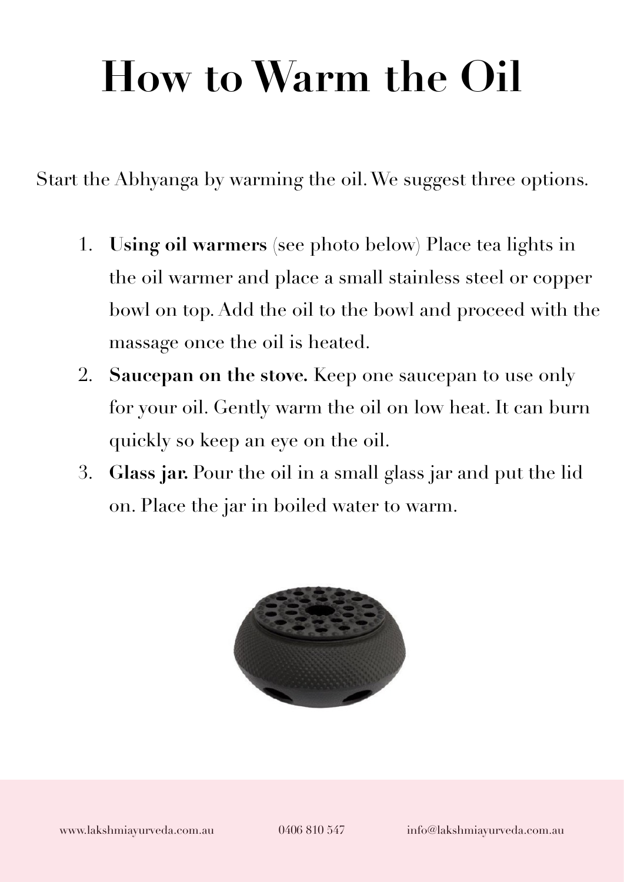# How to Warm the Oil

Start the Abhyanga by warming the oil. We suggest three options.

1. **Using oil warmers** (see photo below) Place tea lights in the oil warmer and place a small stainless steel or copper bowl on top. Add the oil to the bowl and proceed with the massage once the oil is heated.
2. **Saucepan on the stove.** Keep one saucepan to use only for your oil. Gently warm the oil on low heat. It can burn quickly so keep an eye on the oil.
3. **Glass jar.** Pour the oil in a small glass jar and put the lid on. Place the jar in boiled water to warm.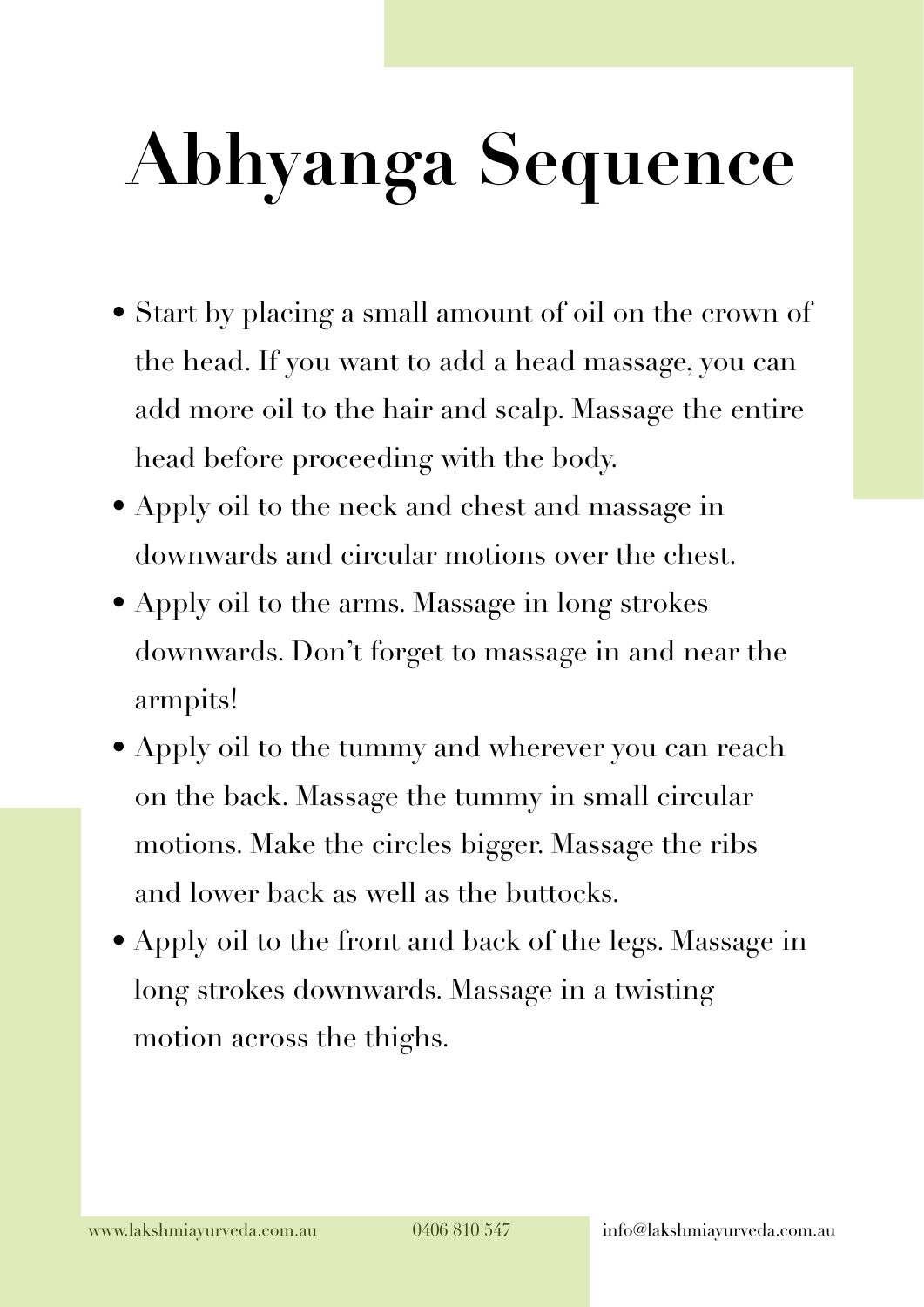# Abhyanga Sequence

- Start by placing a small amount of oil on the crown of the head. If you want to add a head massage, you can add more oil to the hair and scalp. Massage the entire head before proceeding with the body.
- Apply oil to the neck and chest and massage in downwards and circular motions over the chest.
- Apply oil to the arms. Massage in long strokes downwards. Don't forget to massage in and near the armpits!
- Apply oil to the tummy and wherever you can reach on the back. Massage the tummy in small circular motions. Make the circles bigger. Massage the ribs and lower back as well as the buttocks.
- Apply oil to the front and back of the legs. Massage in long strokes downwards. Massage in a twisting motion across the thighs.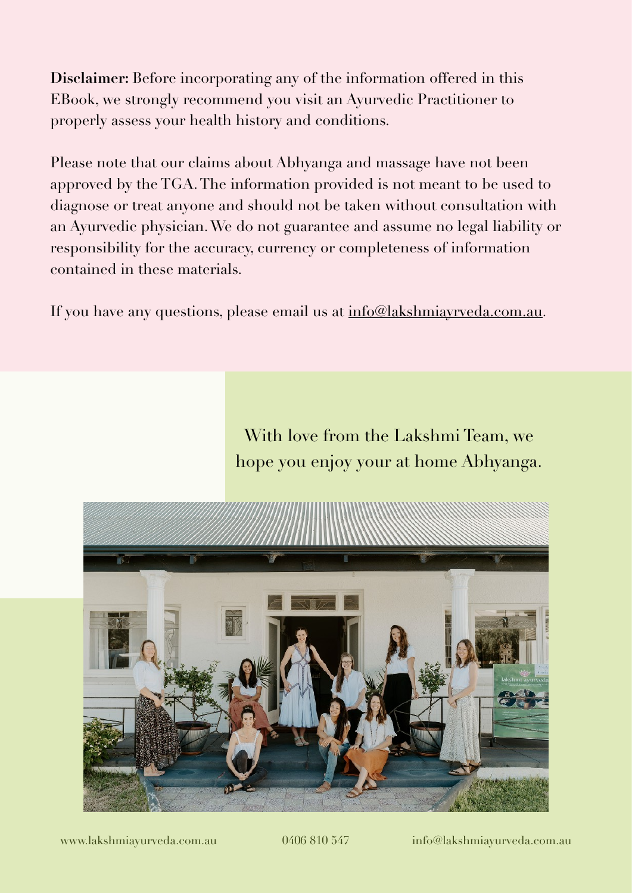**Disclaimer:** Before incorporating any of the information offered in this EBook, we strongly recommend you visit an Ayurvedic Practitioner to properly assess your health history and conditions.

Please note that our claims about Abhyanga and massage have not been approved by the TGA. The information provided is not meant to be used to diagnose or treat anyone and should not be taken without consultation with an Ayurvedic physician. We do not guarantee and assume no legal liability or responsibility for the accuracy, currency or completeness of information contained in these materials.

If you have any questions, please email us at info@lakshmiayrveda.com.au.

With love from the Lakshmi Team, we hope you enjoy your at home Abhyanga.

www.lakshmiayurveda.com.au 0406 810 547 info@lakshmiayurveda.com.au